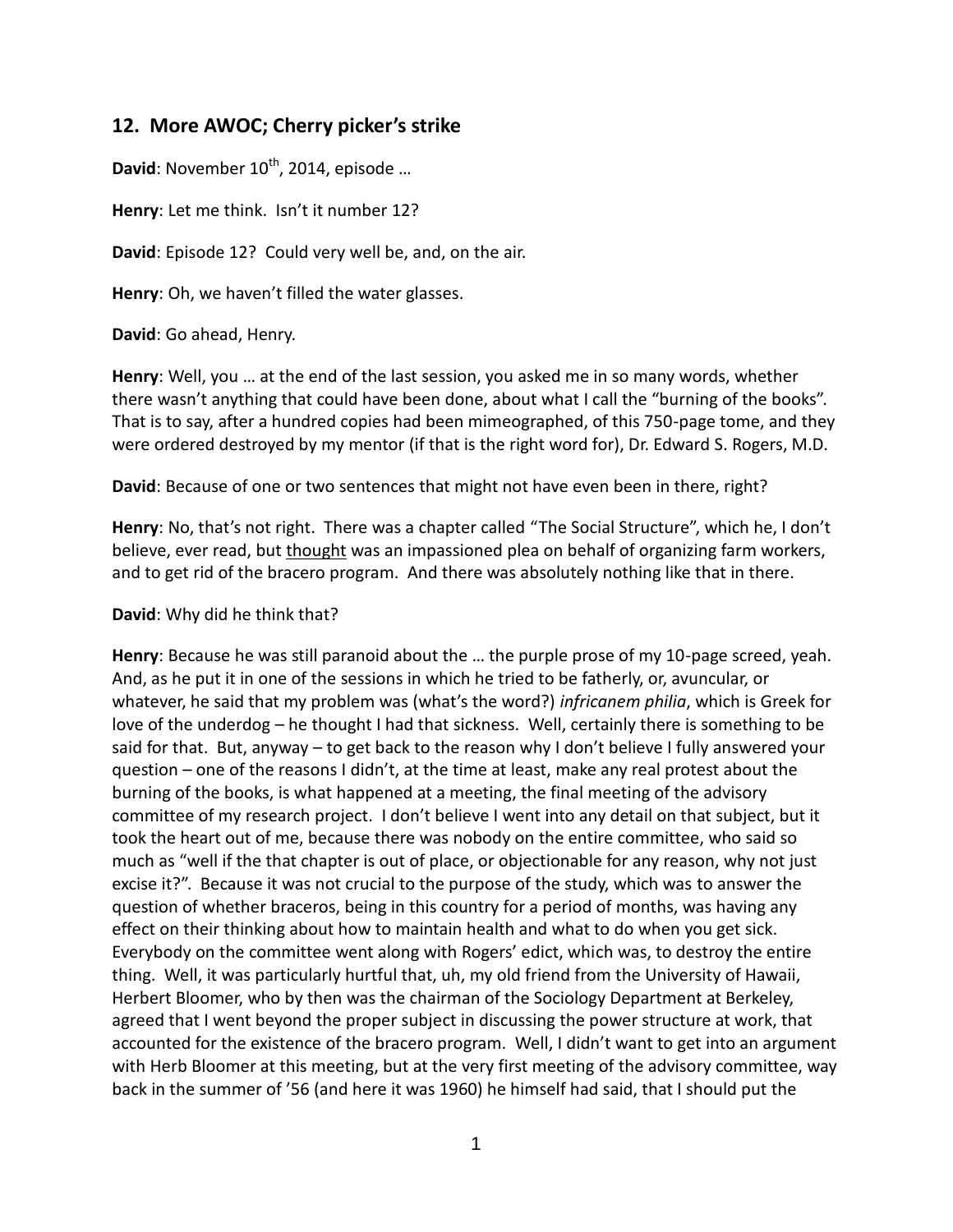## 12. More AWOC; Cherry picker's strike

**David**: November 10th, 2014, episode …

**Henry**: Let me think. Isn't it number 12?

**David**: Episode 12? Could very well be, and, on the air.

**Henry**: Oh, we haven't filled the water glasses.

**David**: Go ahead, Henry.

**Henry**: Well, you … at the end of the last session, you asked me in so many words, whether there wasn't anything that could have been done, about what I call the "burning of the books". That is to say, after a hundred copies had been mimeographed, of this 750-page tome, and they were ordered destroyed by my mentor (if that is the right word for), Dr. Edward S. Rogers, M.D.

**David**: Because of one or two sentences that might not have even been in there, right?

**Henry**: No, that's not right. There was a chapter called "The Social Structure", which he, I don't believe, ever read, but <u>thought</u> was an impassioned plea on behalf of organizing farm workers, and to get rid of the bracero program. And there was absolutely nothing like that in there.

**David**: Why did he think that?

**Henry**: Because he was still paranoid about the … the purple prose of my 10-page screed, yeah. And, as he put it in one of the sessions in which he tried to be fatherly, or, avuncular, or whatever, he said that my problem was (what's the word?) *infricanem philia*, which is Greek for love of the underdog – he thought I had that sickness. Well, certainly there is something to be said for that. But, anyway – to get back to the reason why I don't believe I fully answered your question – one of the reasons I didn't, at the time at least, make any real protest about the burning of the books, is what happened at a meeting, the final meeting of the advisory committee of my research project. I don't believe I went into any detail on that subject, but it took the heart out of me, because there was nobody on the entire committee, who said so much as "well if the that chapter is out of place, or objectionable for any reason, why not just excise it?". Because it was not crucial to the purpose of the study, which was to answer the question of whether braceros, being in this country for a period of months, was having any effect on their thinking about how to maintain health and what to do when you get sick. Everybody on the committee went along with Rogers' edict, which was, to destroy the entire thing. Well, it was particularly hurtful that, uh, my old friend from the University of Hawaii, Herbert Bloomer, who by then was the chairman of the Sociology Department at Berkeley, agreed that I went beyond the proper subject in discussing the power structure at work, that accounted for the existence of the bracero program. Well, I didn't want to get into an argument with Herb Bloomer at this meeting, but at the very first meeting of the advisory committee, way back in the summer of '56 (and here it was 1960) he himself had said, that I should put the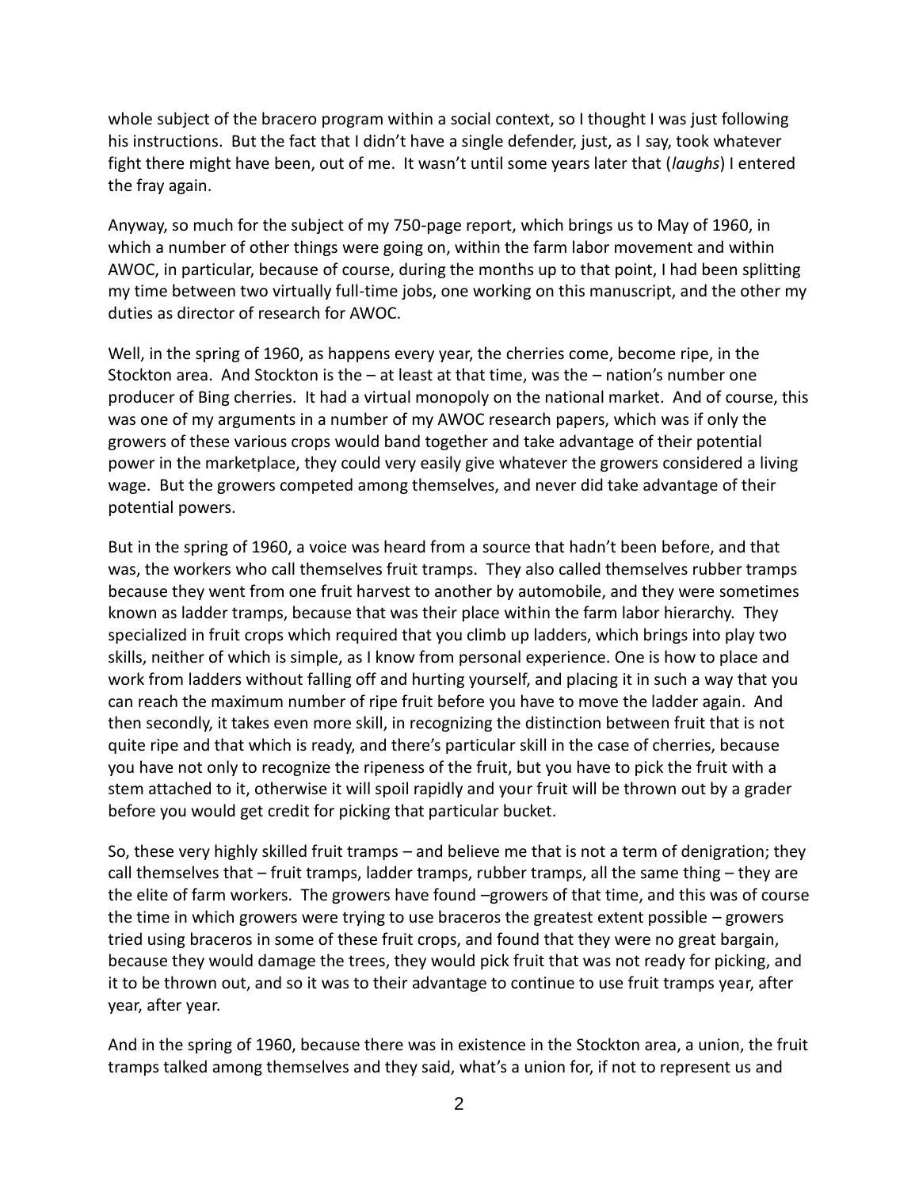whole subject of the bracero program within a social context, so I thought I was just following his instructions. But the fact that I didn't have a single defender, just, as I say, took whatever fight there might have been, out of me. It wasn't until some years later that (*laughs*) I entered the fray again.

Anyway, so much for the subject of my 750-page report, which brings us to May of 1960, in which a number of other things were going on, within the farm labor movement and within AWOC, in particular, because of course, during the months up to that point, I had been splitting my time between two virtually full-time jobs, one working on this manuscript, and the other my duties as director of research for AWOC.

Well, in the spring of 1960, as happens every year, the cherries come, become ripe, in the Stockton area. And Stockton is the – at least at that time, was the – nation's number one producer of Bing cherries. It had a virtual monopoly on the national market. And of course, this was one of my arguments in a number of my AWOC research papers, which was if only the growers of these various crops would band together and take advantage of their potential power in the marketplace, they could very easily give whatever the growers considered a living wage. But the growers competed among themselves, and never did take advantage of their potential powers.

But in the spring of 1960, a voice was heard from a source that hadn't been before, and that was, the workers who call themselves fruit tramps. They also called themselves rubber tramps because they went from one fruit harvest to another by automobile, and they were sometimes known as ladder tramps, because that was their place within the farm labor hierarchy. They specialized in fruit crops which required that you climb up ladders, which brings into play two skills, neither of which is simple, as I know from personal experience. One is how to place and work from ladders without falling off and hurting yourself, and placing it in such a way that you can reach the maximum number of ripe fruit before you have to move the ladder again. And then secondly, it takes even more skill, in recognizing the distinction between fruit that is not quite ripe and that which is ready, and there's particular skill in the case of cherries, because you have not only to recognize the ripeness of the fruit, but you have to pick the fruit with a stem attached to it, otherwise it will spoil rapidly and your fruit will be thrown out by a grader before you would get credit for picking that particular bucket.

So, these very highly skilled fruit tramps – and believe me that is not a term of denigration; they call themselves that – fruit tramps, ladder tramps, rubber tramps, all the same thing – they are the elite of farm workers. The growers have found –growers of that time, and this was of course the time in which growers were trying to use braceros the greatest extent possible – growers tried using braceros in some of these fruit crops, and found that they were no great bargain, because they would damage the trees, they would pick fruit that was not ready for picking, and it to be thrown out, and so it was to their advantage to continue to use fruit tramps year, after year, after year.

And in the spring of 1960, because there was in existence in the Stockton area, a union, the fruit tramps talked among themselves and they said, what's a union for, if not to represent us and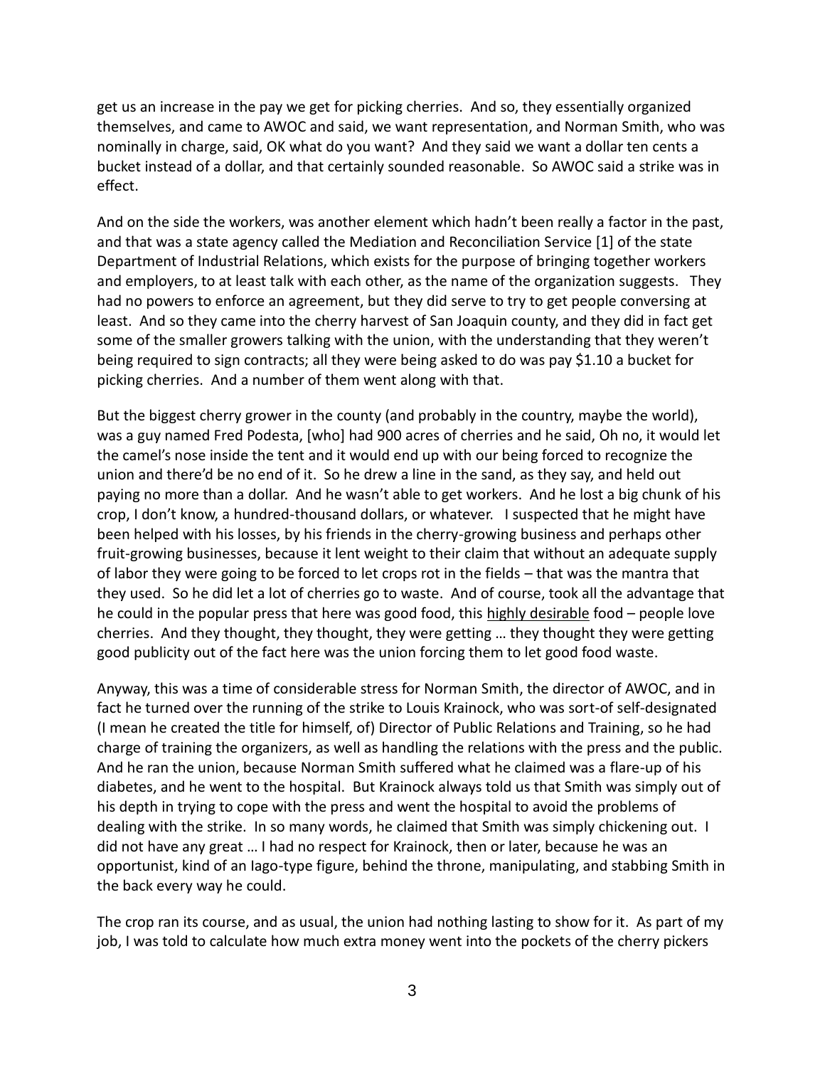get us an increase in the pay we get for picking cherries. And so, they essentially organized themselves, and came to AWOC and said, we want representation, and Norman Smith, who was nominally in charge, said, OK what do you want? And they said we want a dollar ten cents a bucket instead of a dollar, and that certainly sounded reasonable. So AWOC said a strike was in effect.

And on the side the workers, was another element which hadn't been really a factor in the past, and that was a state agency called the Mediation and Reconciliation Service [1] of the state Department of Industrial Relations, which exists for the purpose of bringing together workers and employers, to at least talk with each other, as the name of the organization suggests. They had no powers to enforce an agreement, but they did serve to try to get people conversing at least. And so they came into the cherry harvest of San Joaquin county, and they did in fact get some of the smaller growers talking with the union, with the understanding that they weren't being required to sign contracts; all they were being asked to do was pay $1.10 a bucket for picking cherries. And a number of them went along with that.

But the biggest cherry grower in the county (and probably in the country, maybe the world), was a guy named Fred Podesta, [who] had 900 acres of cherries and he said, Oh no, it would let the camel's nose inside the tent and it would end up with our being forced to recognize the union and there'd be no end of it. So he drew a line in the sand, as they say, and held out paying no more than a dollar. And he wasn't able to get workers. And he lost a big chunk of his crop, I don't know, a hundred-thousand dollars, or whatever. I suspected that he might have been helped with his losses, by his friends in the cherry-growing business and perhaps other fruit-growing businesses, because it lent weight to their claim that without an adequate supply of labor they were going to be forced to let crops rot in the fields – that was the mantra that they used. So he did let a lot of cherries go to waste. And of course, took all the advantage that he could in the popular press that here was good food, this <u>highly desirable</u> food – people love cherries. And they thought, they thought, they were getting … they thought they were getting good publicity out of the fact here was the union forcing them to let good food waste.

Anyway, this was a time of considerable stress for Norman Smith, the director of AWOC, and in fact he turned over the running of the strike to Louis Krainock, who was sort-of self-designated (I mean he created the title for himself, of) Director of Public Relations and Training, so he had charge of training the organizers, as well as handling the relations with the press and the public. And he ran the union, because Norman Smith suffered what he claimed was a flare-up of his diabetes, and he went to the hospital. But Krainock always told us that Smith was simply out of his depth in trying to cope with the press and went the hospital to avoid the problems of dealing with the strike. In so many words, he claimed that Smith was simply chickening out. I did not have any great … I had no respect for Krainock, then or later, because he was an opportunist, kind of an Iago-type figure, behind the throne, manipulating, and stabbing Smith in the back every way he could.

The crop ran its course, and as usual, the union had nothing lasting to show for it. As part of my job, I was told to calculate how much extra money went into the pockets of the cherry pickers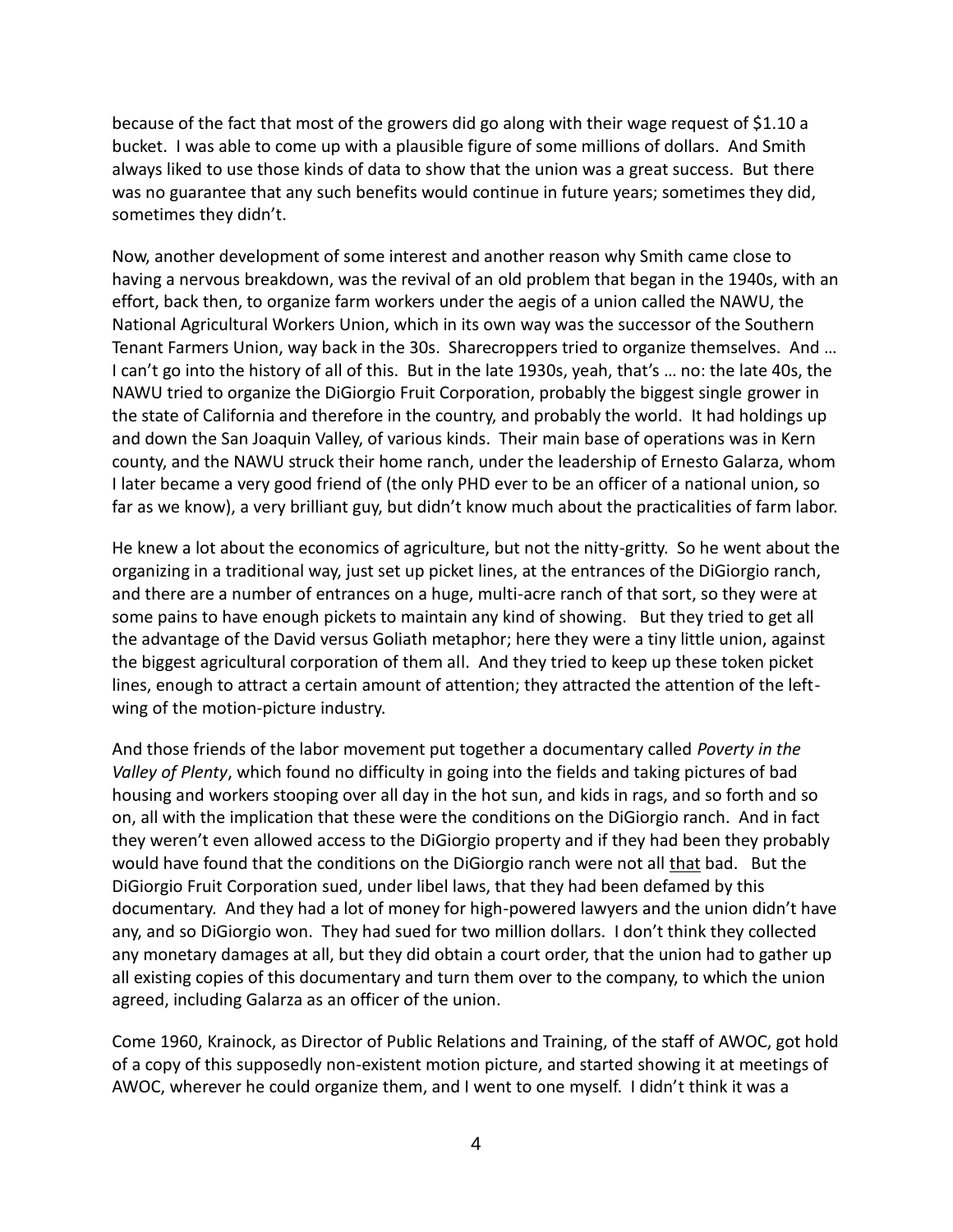because of the fact that most of the growers did go along with their wage request of $1.10 a bucket. I was able to come up with a plausible figure of some millions of dollars. And Smith always liked to use those kinds of data to show that the union was a great success. But there was no guarantee that any such benefits would continue in future years; sometimes they did, sometimes they didn't.

Now, another development of some interest and another reason why Smith came close to having a nervous breakdown, was the revival of an old problem that began in the 1940s, with an effort, back then, to organize farm workers under the aegis of a union called the NAWU, the National Agricultural Workers Union, which in its own way was the successor of the Southern Tenant Farmers Union, way back in the 30s. Sharecroppers tried to organize themselves. And … I can't go into the history of all of this. But in the late 1930s, yeah, that's … no: the late 40s, the NAWU tried to organize the DiGiorgio Fruit Corporation, probably the biggest single grower in the state of California and therefore in the country, and probably the world. It had holdings up and down the San Joaquin Valley, of various kinds. Their main base of operations was in Kern county, and the NAWU struck their home ranch, under the leadership of Ernesto Galarza, whom I later became a very good friend of (the only PHD ever to be an officer of a national union, so far as we know), a very brilliant guy, but didn't know much about the practicalities of farm labor.

He knew a lot about the economics of agriculture, but not the nitty-gritty. So he went about the organizing in a traditional way, just set up picket lines, at the entrances of the DiGiorgio ranch, and there are a number of entrances on a huge, multi-acre ranch of that sort, so they were at some pains to have enough pickets to maintain any kind of showing. But they tried to get all the advantage of the David versus Goliath metaphor; here they were a tiny little union, against the biggest agricultural corporation of them all. And they tried to keep up these token picket lines, enough to attract a certain amount of attention; they attracted the attention of the left-wing of the motion-picture industry.

And those friends of the labor movement put together a documentary called *Poverty in the Valley of Plenty*, which found no difficulty in going into the fields and taking pictures of bad housing and workers stooping over all day in the hot sun, and kids in rags, and so forth and so on, all with the implication that these were the conditions on the DiGiorgio ranch. And in fact they weren't even allowed access to the DiGiorgio property and if they had been they probably would have found that the conditions on the DiGiorgio ranch were not all <u>that</u> bad. But the DiGiorgio Fruit Corporation sued, under libel laws, that they had been defamed by this documentary. And they had a lot of money for high-powered lawyers and the union didn't have any, and so DiGiorgio won. They had sued for two million dollars. I don't think they collected any monetary damages at all, but they did obtain a court order, that the union had to gather up all existing copies of this documentary and turn them over to the company, to which the union agreed, including Galarza as an officer of the union.

Come 1960, Krainock, as Director of Public Relations and Training, of the staff of AWOC, got hold of a copy of this supposedly non-existent motion picture, and started showing it at meetings of AWOC, wherever he could organize them, and I went to one myself. I didn't think it was a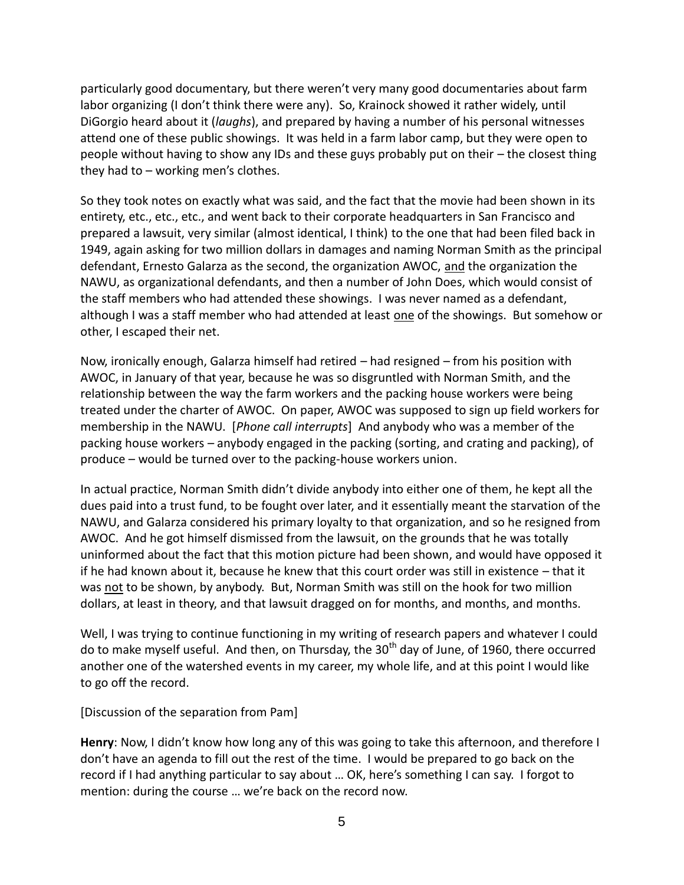particularly good documentary, but there weren't very many good documentaries about farm labor organizing (I don't think there were any). So, Krainock showed it rather widely, until DiGorgio heard about it (*laughs*), and prepared by having a number of his personal witnesses attend one of these public showings. It was held in a farm labor camp, but they were open to people without having to show any IDs and these guys probably put on their – the closest thing they had to – working men's clothes.

So they took notes on exactly what was said, and the fact that the movie had been shown in its entirety, etc., etc., etc., and went back to their corporate headquarters in San Francisco and prepared a lawsuit, very similar (almost identical, I think) to the one that had been filed back in 1949, again asking for two million dollars in damages and naming Norman Smith as the principal defendant, Ernesto Galarza as the second, the organization AWOC, <u>and</u> the organization the NAWU, as organizational defendants, and then a number of John Does, which would consist of the staff members who had attended these showings. I was never named as a defendant, although I was a staff member who had attended at least <u>one</u> of the showings. But somehow or other, I escaped their net.

Now, ironically enough, Galarza himself had retired – had resigned – from his position with AWOC, in January of that year, because he was so disgruntled with Norman Smith, and the relationship between the way the farm workers and the packing house workers were being treated under the charter of AWOC. On paper, AWOC was supposed to sign up field workers for membership in the NAWU. [*Phone call interrupts*] And anybody who was a member of the packing house workers – anybody engaged in the packing (sorting, and crating and packing), of produce – would be turned over to the packing-house workers union.

In actual practice, Norman Smith didn't divide anybody into either one of them, he kept all the dues paid into a trust fund, to be fought over later, and it essentially meant the starvation of the NAWU, and Galarza considered his primary loyalty to that organization, and so he resigned from AWOC. And he got himself dismissed from the lawsuit, on the grounds that he was totally uninformed about the fact that this motion picture had been shown, and would have opposed it if he had known about it, because he knew that this court order was still in existence – that it was <u>not</u> to be shown, by anybody. But, Norman Smith was still on the hook for two million dollars, at least in theory, and that lawsuit dragged on for months, and months, and months.

Well, I was trying to continue functioning in my writing of research papers and whatever I could do to make myself useful. And then, on Thursday, the 30th day of June, of 1960, there occurred another one of the watershed events in my career, my whole life, and at this point I would like to go off the record.

[Discussion of the separation from Pam]

**Henry**: Now, I didn't know how long any of this was going to take this afternoon, and therefore I don't have an agenda to fill out the rest of the time. I would be prepared to go back on the record if I had anything particular to say about … OK, here's something I can say. I forgot to mention: during the course … we're back on the record now.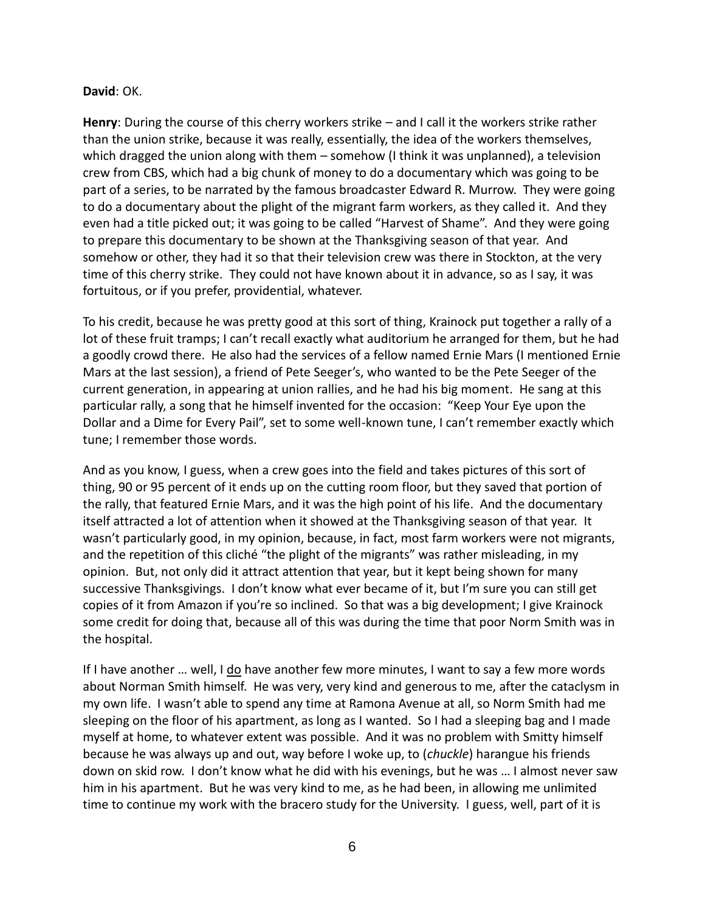**David**: OK.

**Henry**: During the course of this cherry workers strike – and I call it the workers strike rather than the union strike, because it was really, essentially, the idea of the workers themselves, which dragged the union along with them – somehow (I think it was unplanned), a television crew from CBS, which had a big chunk of money to do a documentary which was going to be part of a series, to be narrated by the famous broadcaster Edward R. Murrow. They were going to do a documentary about the plight of the migrant farm workers, as they called it. And they even had a title picked out; it was going to be called "Harvest of Shame". And they were going to prepare this documentary to be shown at the Thanksgiving season of that year. And somehow or other, they had it so that their television crew was there in Stockton, at the very time of this cherry strike. They could not have known about it in advance, so as I say, it was fortuitous, or if you prefer, providential, whatever.

To his credit, because he was pretty good at this sort of thing, Krainock put together a rally of a lot of these fruit tramps; I can't recall exactly what auditorium he arranged for them, but he had a goodly crowd there. He also had the services of a fellow named Ernie Mars (I mentioned Ernie Mars at the last session), a friend of Pete Seeger's, who wanted to be the Pete Seeger of the current generation, in appearing at union rallies, and he had his big moment. He sang at this particular rally, a song that he himself invented for the occasion: "Keep Your Eye upon the Dollar and a Dime for Every Pail", set to some well-known tune, I can't remember exactly which tune; I remember those words.

And as you know, I guess, when a crew goes into the field and takes pictures of this sort of thing, 90 or 95 percent of it ends up on the cutting room floor, but they saved that portion of the rally, that featured Ernie Mars, and it was the high point of his life. And the documentary itself attracted a lot of attention when it showed at the Thanksgiving season of that year. It wasn't particularly good, in my opinion, because, in fact, most farm workers were not migrants, and the repetition of this cliché "the plight of the migrants" was rather misleading, in my opinion. But, not only did it attract attention that year, but it kept being shown for many successive Thanksgivings. I don't know what ever became of it, but I'm sure you can still get copies of it from Amazon if you're so inclined. So that was a big development; I give Krainock some credit for doing that, because all of this was during the time that poor Norm Smith was in the hospital.

If I have another … well, I do have another few more minutes, I want to say a few more words about Norman Smith himself. He was very, very kind and generous to me, after the cataclysm in my own life. I wasn't able to spend any time at Ramona Avenue at all, so Norm Smith had me sleeping on the floor of his apartment, as long as I wanted. So I had a sleeping bag and I made myself at home, to whatever extent was possible. And it was no problem with Smitty himself because he was always up and out, way before I woke up, to (*chuckle*) harangue his friends down on skid row. I don't know what he did with his evenings, but he was … I almost never saw him in his apartment. But he was very kind to me, as he had been, in allowing me unlimited time to continue my work with the bracero study for the University. I guess, well, part of it is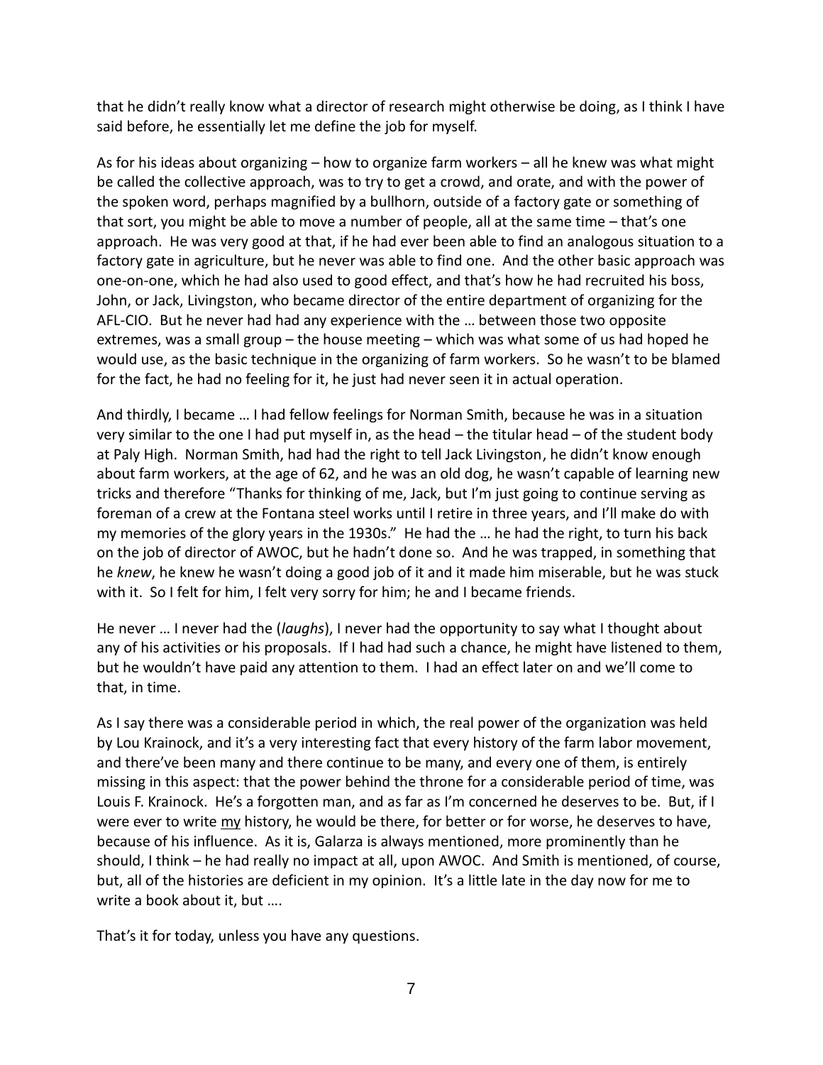that he didn't really know what a director of research might otherwise be doing, as I think I have said before, he essentially let me define the job for myself.

As for his ideas about organizing – how to organize farm workers – all he knew was what might be called the collective approach, was to try to get a crowd, and orate, and with the power of the spoken word, perhaps magnified by a bullhorn, outside of a factory gate or something of that sort, you might be able to move a number of people, all at the same time – that's one approach. He was very good at that, if he had ever been able to find an analogous situation to a factory gate in agriculture, but he never was able to find one. And the other basic approach was one-on-one, which he had also used to good effect, and that's how he had recruited his boss, John, or Jack, Livingston, who became director of the entire department of organizing for the AFL-CIO. But he never had had any experience with the … between those two opposite extremes, was a small group – the house meeting – which was what some of us had hoped he would use, as the basic technique in the organizing of farm workers. So he wasn't to be blamed for the fact, he had no feeling for it, he just had never seen it in actual operation.

And thirdly, I became … I had fellow feelings for Norman Smith, because he was in a situation very similar to the one I had put myself in, as the head – the titular head – of the student body at Paly High. Norman Smith, had had the right to tell Jack Livingston, he didn't know enough about farm workers, at the age of 62, and he was an old dog, he wasn't capable of learning new tricks and therefore "Thanks for thinking of me, Jack, but I'm just going to continue serving as foreman of a crew at the Fontana steel works until I retire in three years, and I'll make do with my memories of the glory years in the 1930s." He had the … he had the right, to turn his back on the job of director of AWOC, but he hadn't done so. And he was trapped, in something that he *knew*, he knew he wasn't doing a good job of it and it made him miserable, but he was stuck with it. So I felt for him, I felt very sorry for him; he and I became friends.

He never … I never had the (*laughs*), I never had the opportunity to say what I thought about any of his activities or his proposals. If I had had such a chance, he might have listened to them, but he wouldn't have paid any attention to them. I had an effect later on and we'll come to that, in time.

As I say there was a considerable period in which, the real power of the organization was held by Lou Krainock, and it's a very interesting fact that every history of the farm labor movement, and there've been many and there continue to be many, and every one of them, is entirely missing in this aspect: that the power behind the throne for a considerable period of time, was Louis F. Krainock. He's a forgotten man, and as far as I'm concerned he deserves to be. But, if I were ever to write <u>my</u> history, he would be there, for better or for worse, he deserves to have, because of his influence. As it is, Galarza is always mentioned, more prominently than he should, I think – he had really no impact at all, upon AWOC. And Smith is mentioned, of course, but, all of the histories are deficient in my opinion. It's a little late in the day now for me to write a book about it, but ….

That's it for today, unless you have any questions.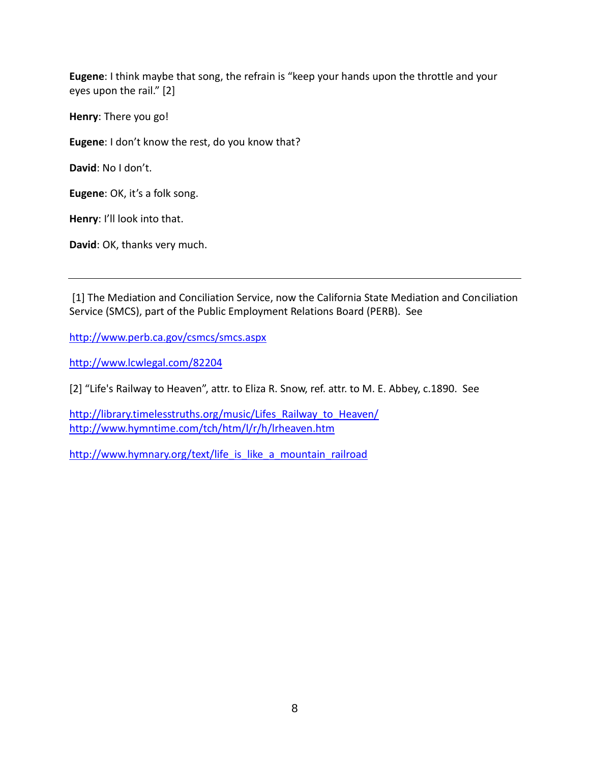**Eugene**: I think maybe that song, the refrain is "keep your hands upon the throttle and your eyes upon the rail." [2]

**Henry**: There you go!

**Eugene**: I don't know the rest, do you know that?

**David**: No I don't.

**Eugene**: OK, it's a folk song.

**Henry**: I'll look into that.

**David**: OK, thanks very much.

---

[1] The Mediation and Conciliation Service, now the California State Mediation and Conciliation Service (SMCS), part of the Public Employment Relations Board (PERB). See

http://www.perb.ca.gov/csmcs/smcs.aspx

http://www.lcwlegal.com/82204

[2] "Life's Railway to Heaven", attr. to Eliza R. Snow, ref. attr. to M. E. Abbey, c.1890. See

http://library.timelesstruths.org/music/Lifes_Railway_to_Heaven/
http://www.hymntime.com/tch/htm/l/r/h/lrheaven.htm

http://www.hymnary.org/text/life_is_like_a_mountain_railroad